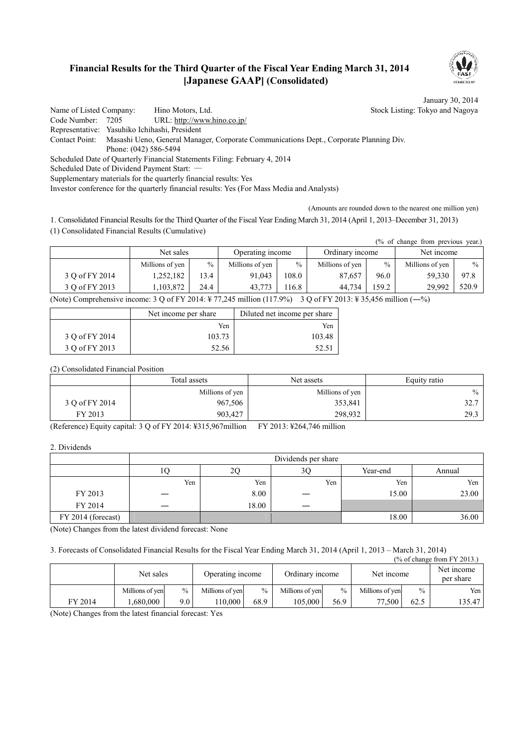# Financial Results for the Third Quarter of the Fiscal Year Ending March 31, 2014 [Japanese GAAP] (Consolidated)

January 30, 2014

Name of Listed Company: Hino Motors, Ltd. Stock Listing: Tokyo and Nagoya
Code Number: 7205 URL: http://www.hino.co.jp/
Representative: Yasuhiko Ichihashi, President
Contact Point: Masashi Ueno, General Manager, Corporate Communications Dept., Corporate Planning Div.
Phone: (042) 586-5494
Scheduled Date of Quarterly Financial Statements Filing: February 4, 2014
Scheduled Date of Dividend Payment Start: —
Supplementary materials for the quarterly financial results: Yes
Investor conference for the quarterly financial results: Yes (For Mass Media and Analysts)

(Amounts are rounded down to the nearest one million yen)

1. Consolidated Financial Results for the Third Quarter of the Fiscal Year Ending March 31, 2014 (April 1, 2013–December 31, 2013)

(1) Consolidated Financial Results (Cumulative)

(% of change from previous year.)

| | Net sales | | Operating income | | Ordinary income | | Net income | |
|---|---|---|---|---|---|---|---|---|
| | Millions of yen | % | Millions of yen | % | Millions of yen | % | Millions of yen | % |
| 3 Q of FY 2014 | 1,252,182 | 13.4 | 91,043 | 108.0 | 87,657 | 96.0 | 59,330 | 97.8 |
| 3 Q of FY 2013 | 1,103,872 | 24.4 | 43,773 | 116.8 | 44,734 | 159.2 | 29,992 | 520.9 |

(Note) Comprehensive income: 3 Q of FY 2014: ¥ 77,245 million (117.9%) 3 Q of FY 2013: ¥ 35,456 million (—%)

| | Net income per share | Diluted net income per share |
|---|---|---|
| | Yen | Yen |
| 3 Q of FY 2014 | 103.73 | 103.48 |
| 3 Q of FY 2013 | 52.56 | 52.51 |

(2) Consolidated Financial Position

| | Total assets | Net assets | Equity ratio |
|---|---|---|---|
| | Millions of yen | Millions of yen | % |
| 3 Q of FY 2014 | 967,506 | 353,841 | 32.7 |
| FY 2013 | 903,427 | 298,932 | 29.3 |

(Reference) Equity capital: 3 Q of FY 2014: ¥315,967million FY 2013: ¥264,746 million

2. Dividends

| | Dividends per share | | | | |
|---|---|---|---|---|---|
| | 1Q | 2Q | 3Q | Year-end | Annual |
| | Yen | Yen | Yen | Yen | Yen |
| FY 2013 | — | 8.00 | — | 15.00 | 23.00 |
| FY 2014 | — | 18.00 | — | | |
| FY 2014 (forecast) | | | | 18.00 | 36.00 |

(Note) Changes from the latest dividend forecast: None

3. Forecasts of Consolidated Financial Results for the Fiscal Year Ending March 31, 2014 (April 1, 2013 – March 31, 2014)

(% of change from FY 2013.)

| | Net sales | | Operating income | | Ordinary income | | Net income | | Net income per share |
|---|---|---|---|---|---|---|---|---|---|
| | Millions of yen | % | Millions of yen | % | Millions of yen | % | Millions of yen | % | Yen |
| FY 2014 | 1,680,000 | 9.0 | 110,000 | 68.9 | 105,000 | 56.9 | 77,500 | 62.5 | 135.47 |

(Note) Changes from the latest financial forecast: Yes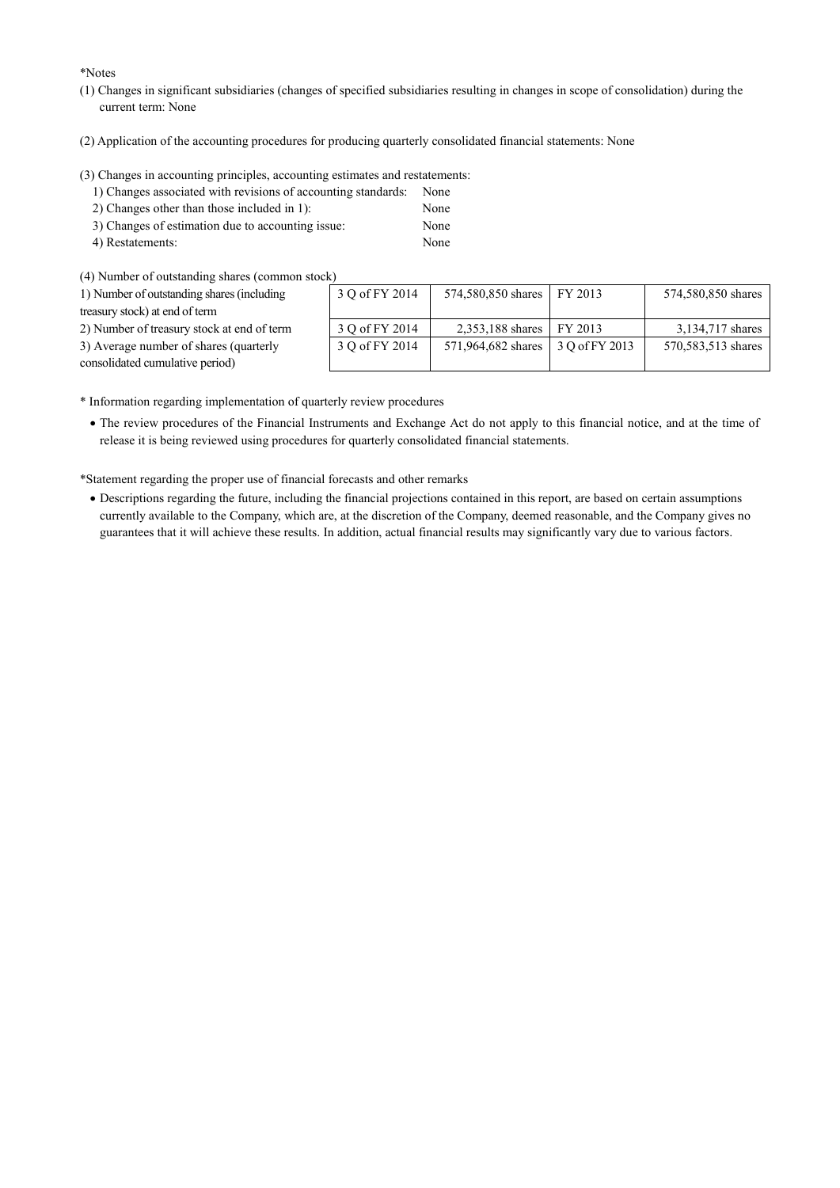*Notes

(1) Changes in significant subsidiaries (changes of specified subsidiaries resulting in changes in scope of consolidation) during the current term: None

(2) Application of the accounting procedures for producing quarterly consolidated financial statements: None

(3) Changes in accounting principles, accounting estimates and restatements:

1) Changes associated with revisions of accounting standards: None
2) Changes other than those included in 1): None
3) Changes of estimation due to accounting issue: None
4) Restatements: None

(4) Number of outstanding shares (common stock)

| | | | | |
|---|---|---|---|---|
| 1) Number of outstanding shares (including treasury stock) at end of term | 3 Q of FY 2014 | 574,580,850 shares | FY 2013 | 574,580,850 shares |
| 2) Number of treasury stock at end of term | 3 Q of FY 2014 | 2,353,188 shares | FY 2013 | 3,134,717 shares |
| 3) Average number of shares (quarterly consolidated cumulative period) | 3 Q of FY 2014 | 571,964,682 shares | 3 Q of FY 2013 | 570,583,513 shares |

* Information regarding implementation of quarterly review procedures

- The review procedures of the Financial Instruments and Exchange Act do not apply to this financial notice, and at the time of release it is being reviewed using procedures for quarterly consolidated financial statements.

*Statement regarding the proper use of financial forecasts and other remarks

- Descriptions regarding the future, including the financial projections contained in this report, are based on certain assumptions currently available to the Company, which are, at the discretion of the Company, deemed reasonable, and the Company gives no guarantees that it will achieve these results. In addition, actual financial results may significantly vary due to various factors.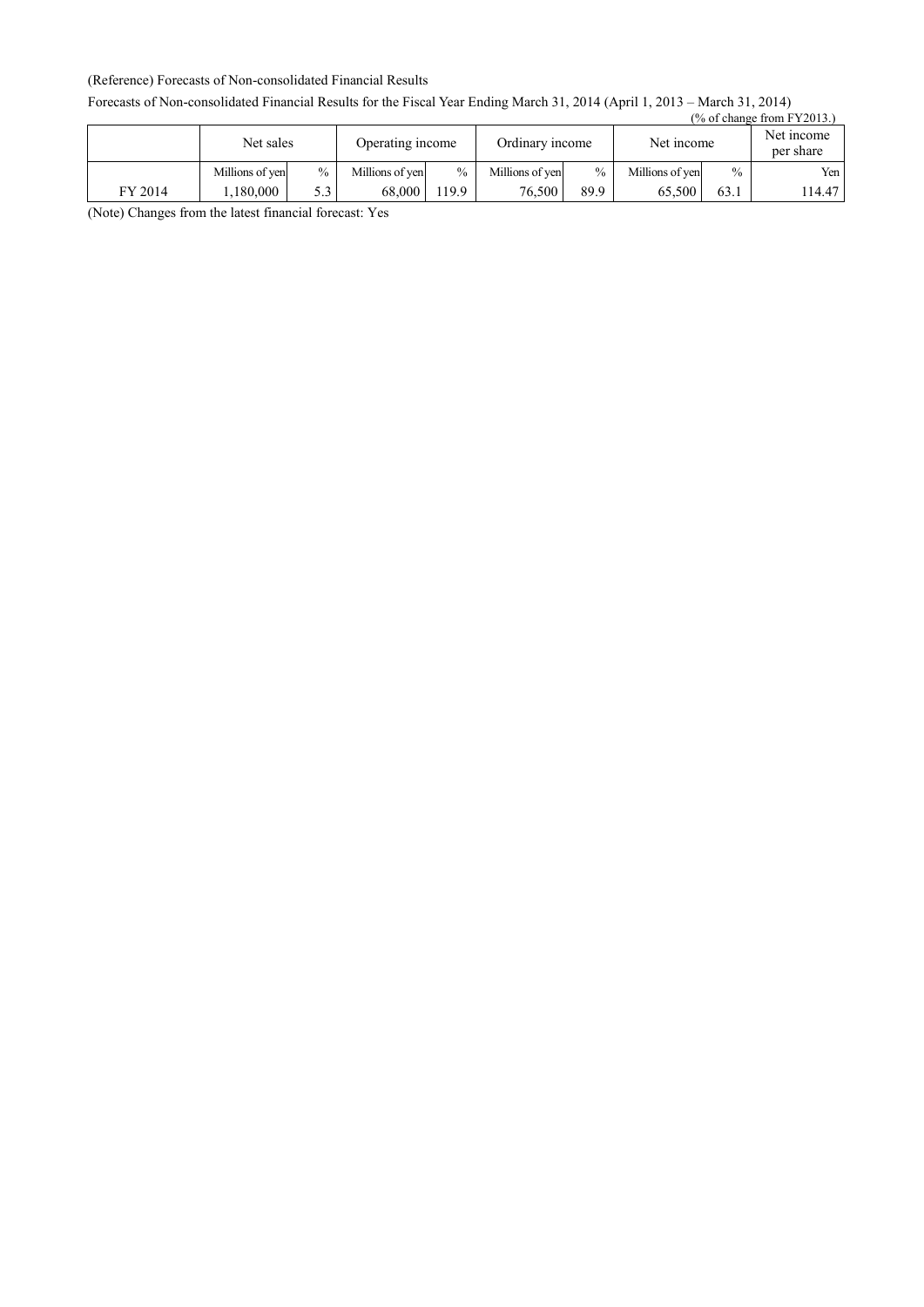(Reference) Forecasts of Non-consolidated Financial Results

Forecasts of Non-consolidated Financial Results for the Fiscal Year Ending March 31, 2014 (April 1, 2013 – March 31, 2014)

(% of change from FY2013.)

| | Net sales | | Operating income | | Ordinary income | | Net income | | Net income per share |
|---|---|---|---|---|---|---|---|---|---|
| | Millions of yen | % | Millions of yen | % | Millions of yen | % | Millions of yen | % | Yen |
| FY 2014 | 1,180,000 | 5.3 | 68,000 | 119.9 | 76,500 | 89.9 | 65,500 | 63.1 | 114.47 |

(Note) Changes from the latest financial forecast: Yes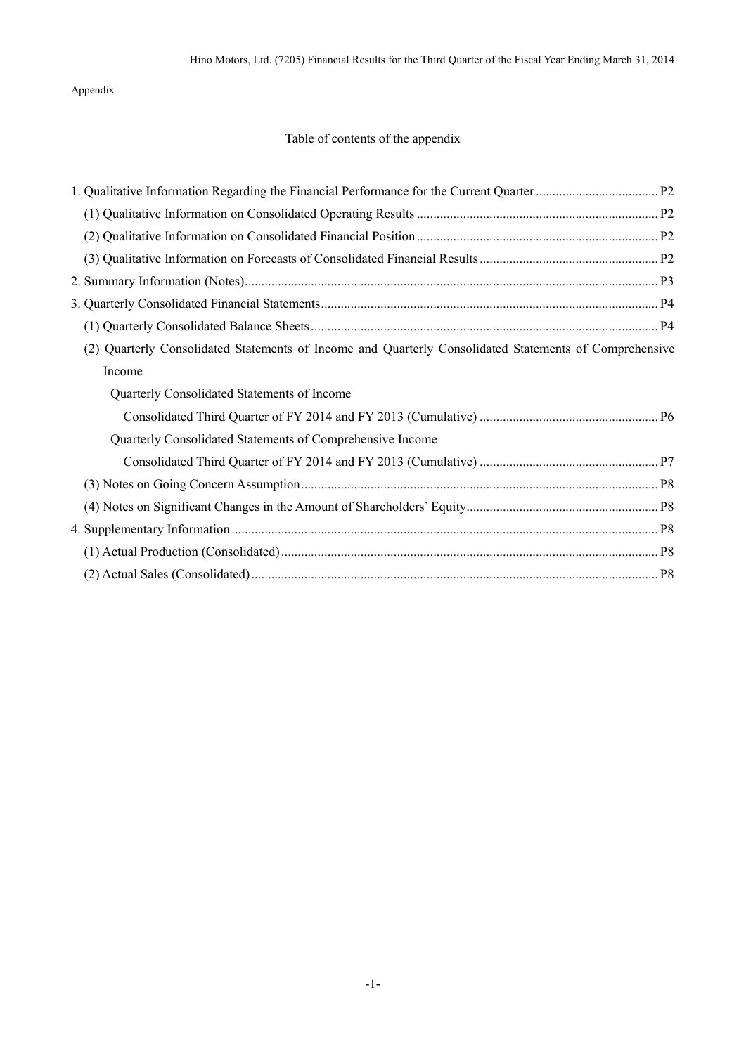Appendix

## Table of contents of the appendix

1. Qualitative Information Regarding the Financial Performance for the Current Quarter ..................................... P2
   - (1) Qualitative Information on Consolidated Operating Results ......................................................................... P2
   - (2) Qualitative Information on Consolidated Financial Position ......................................................................... P2
   - (3) Qualitative Information on Forecasts of Consolidated Financial Results ...................................................... P2
2. Summary Information (Notes)............................................................................................................................. P3
3. Quarterly Consolidated Financial Statements..................................................................................................... P4
   - (1) Quarterly Consolidated Balance Sheets ........................................................................................................ P4
   - (2) Quarterly Consolidated Statements of Income and Quarterly Consolidated Statements of Comprehensive Income
     - Quarterly Consolidated Statements of Income
       - Consolidated Third Quarter of FY 2014 and FY 2013 (Cumulative) ...................................................... P6
     - Quarterly Consolidated Statements of Comprehensive Income
       - Consolidated Third Quarter of FY 2014 and FY 2013 (Cumulative) ...................................................... P7
   - (3) Notes on Going Concern Assumption........................................................................................................... P8
   - (4) Notes on Significant Changes in the Amount of Shareholders' Equity.......................................................... P8
4. Supplementary Information ................................................................................................................................ P8
   - (1) Actual Production (Consolidated)................................................................................................................. P8
   - (2) Actual Sales (Consolidated).......................................................................................................................... P8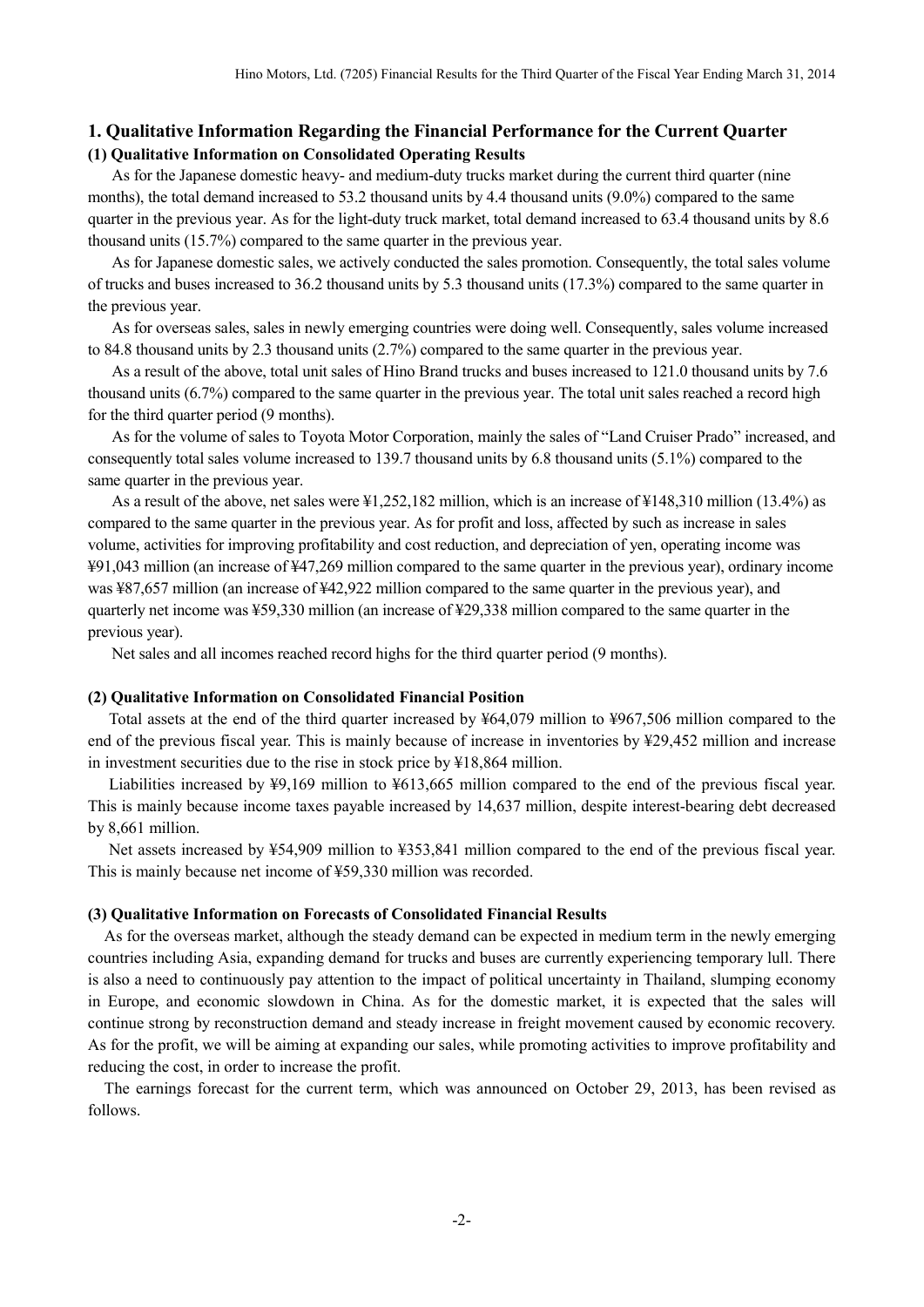## 1. Qualitative Information Regarding the Financial Performance for the Current Quarter

### (1) Qualitative Information on Consolidated Operating Results

As for the Japanese domestic heavy- and medium-duty trucks market during the current third quarter (nine months), the total demand increased to 53.2 thousand units by 4.4 thousand units (9.0%) compared to the same quarter in the previous year. As for the light-duty truck market, total demand increased to 63.4 thousand units by 8.6 thousand units (15.7%) compared to the same quarter in the previous year.

As for Japanese domestic sales, we actively conducted the sales promotion. Consequently, the total sales volume of trucks and buses increased to 36.2 thousand units by 5.3 thousand units (17.3%) compared to the same quarter in the previous year.

As for overseas sales, sales in newly emerging countries were doing well. Consequently, sales volume increased to 84.8 thousand units by 2.3 thousand units (2.7%) compared to the same quarter in the previous year.

As a result of the above, total unit sales of Hino Brand trucks and buses increased to 121.0 thousand units by 7.6 thousand units (6.7%) compared to the same quarter in the previous year. The total unit sales reached a record high for the third quarter period (9 months).

As for the volume of sales to Toyota Motor Corporation, mainly the sales of "Land Cruiser Prado" increased, and consequently total sales volume increased to 139.7 thousand units by 6.8 thousand units (5.1%) compared to the same quarter in the previous year.

As a result of the above, net sales were ¥1,252,182 million, which is an increase of ¥148,310 million (13.4%) as compared to the same quarter in the previous year. As for profit and loss, affected by such as increase in sales volume, activities for improving profitability and cost reduction, and depreciation of yen, operating income was ¥91,043 million (an increase of ¥47,269 million compared to the same quarter in the previous year), ordinary income was ¥87,657 million (an increase of ¥42,922 million compared to the same quarter in the previous year), and quarterly net income was ¥59,330 million (an increase of ¥29,338 million compared to the same quarter in the previous year).

Net sales and all incomes reached record highs for the third quarter period (9 months).

### (2) Qualitative Information on Consolidated Financial Position

Total assets at the end of the third quarter increased by ¥64,079 million to ¥967,506 million compared to the end of the previous fiscal year. This is mainly because of increase in inventories by ¥29,452 million and increase in investment securities due to the rise in stock price by ¥18,864 million.

Liabilities increased by ¥9,169 million to ¥613,665 million compared to the end of the previous fiscal year. This is mainly because income taxes payable increased by 14,637 million, despite interest-bearing debt decreased by 8,661 million.

Net assets increased by ¥54,909 million to ¥353,841 million compared to the end of the previous fiscal year. This is mainly because net income of ¥59,330 million was recorded.

### (3) Qualitative Information on Forecasts of Consolidated Financial Results

As for the overseas market, although the steady demand can be expected in medium term in the newly emerging countries including Asia, expanding demand for trucks and buses are currently experiencing temporary lull. There is also a need to continuously pay attention to the impact of political uncertainty in Thailand, slumping economy in Europe, and economic slowdown in China. As for the domestic market, it is expected that the sales will continue strong by reconstruction demand and steady increase in freight movement caused by economic recovery. As for the profit, we will be aiming at expanding our sales, while promoting activities to improve profitability and reducing the cost, in order to increase the profit.

The earnings forecast for the current term, which was announced on October 29, 2013, has been revised as follows.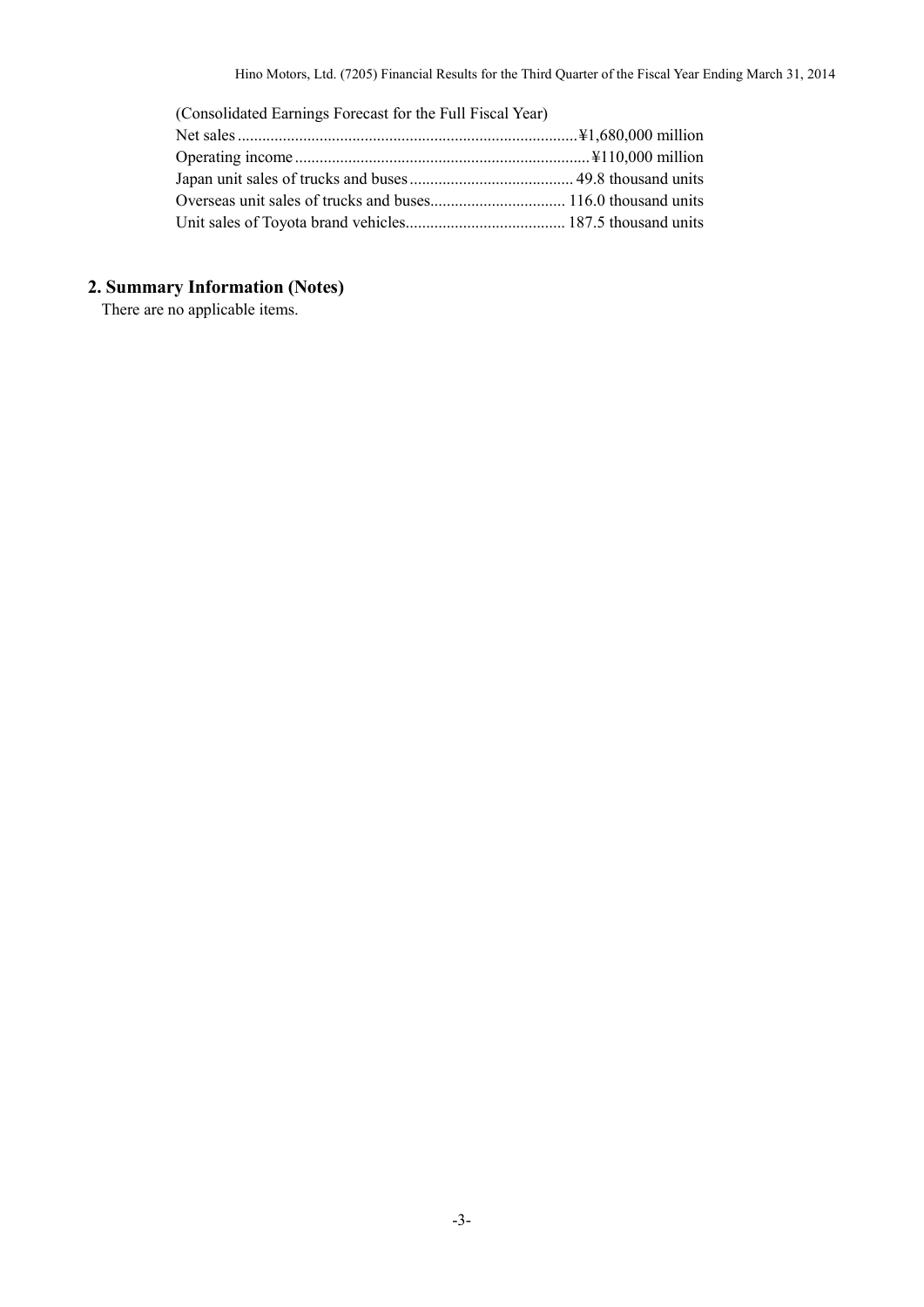(Consolidated Earnings Forecast for the Full Fiscal Year)

| | |
|---|---|
| Net sales | ¥1,680,000 million |
| Operating income | ¥110,000 million |
| Japan unit sales of trucks and buses | 49.8 thousand units |
| Overseas unit sales of trucks and buses | 116.0 thousand units |
| Unit sales of Toyota brand vehicles | 187.5 thousand units |

## 2. Summary Information (Notes)

There are no applicable items.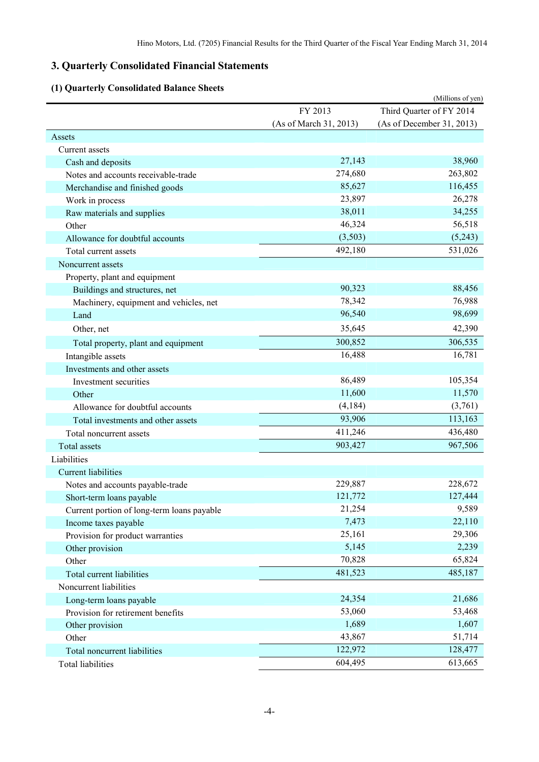## 3. Quarterly Consolidated Financial Statements

### (1) Quarterly Consolidated Balance Sheets

(Millions of yen)

| | FY 2013 (As of March 31, 2013) | Third Quarter of FY 2014 (As of December 31, 2013) |
|---|---|---|
| Assets | | |
| Current assets | | |
| Cash and deposits | 27,143 | 38,960 |
| Notes and accounts receivable-trade | 274,680 | 263,802 |
| Merchandise and finished goods | 85,627 | 116,455 |
| Work in process | 23,897 | 26,278 |
| Raw materials and supplies | 38,011 | 34,255 |
| Other | 46,324 | 56,518 |
| Allowance for doubtful accounts | (3,503) | (5,243) |
| Total current assets | 492,180 | 531,026 |
| Noncurrent assets | | |
| Property, plant and equipment | | |
| Buildings and structures, net | 90,323 | 88,456 |
| Machinery, equipment and vehicles, net | 78,342 | 76,988 |
| Land | 96,540 | 98,699 |
| Other, net | 35,645 | 42,390 |
| Total property, plant and equipment | 300,852 | 306,535 |
| Intangible assets | 16,488 | 16,781 |
| Investments and other assets | | |
| Investment securities | 86,489 | 105,354 |
| Other | 11,600 | 11,570 |
| Allowance for doubtful accounts | (4,184) | (3,761) |
| Total investments and other assets | 93,906 | 113,163 |
| Total noncurrent assets | 411,246 | 436,480 |
| Total assets | 903,427 | 967,506 |
| Liabilities | | |
| Current liabilities | | |
| Notes and accounts payable-trade | 229,887 | 228,672 |
| Short-term loans payable | 121,772 | 127,444 |
| Current portion of long-term loans payable | 21,254 | 9,589 |
| Income taxes payable | 7,473 | 22,110 |
| Provision for product warranties | 25,161 | 29,306 |
| Other provision | 5,145 | 2,239 |
| Other | 70,828 | 65,824 |
| Total current liabilities | 481,523 | 485,187 |
| Noncurrent liabilities | | |
| Long-term loans payable | 24,354 | 21,686 |
| Provision for retirement benefits | 53,060 | 53,468 |
| Other provision | 1,689 | 1,607 |
| Other | 43,867 | 51,714 |
| Total noncurrent liabilities | 122,972 | 128,477 |
| Total liabilities | 604,495 | 613,665 |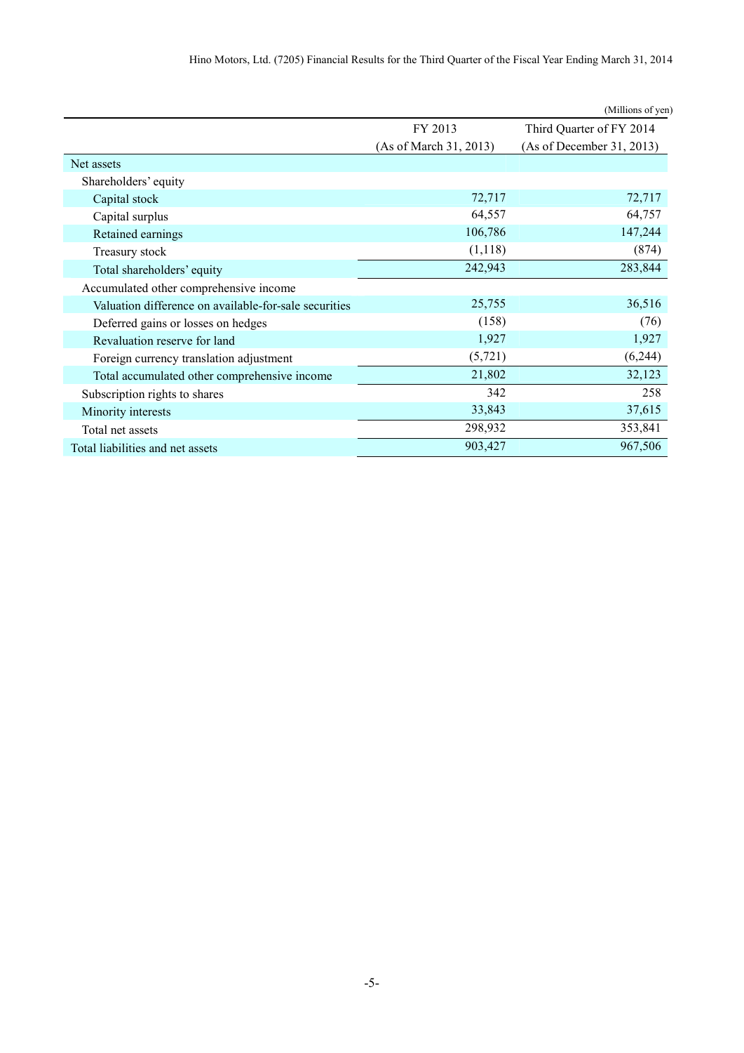(Millions of yen)

| | FY 2013 (As of March 31, 2013) | Third Quarter of FY 2014 (As of December 31, 2013) |
|---|---|---|
| Net assets | | |
| Shareholders' equity | | |
| Capital stock | 72,717 | 72,717 |
| Capital surplus | 64,557 | 64,757 |
| Retained earnings | 106,786 | 147,244 |
| Treasury stock | (1,118) | (874) |
| Total shareholders' equity | 242,943 | 283,844 |
| Accumulated other comprehensive income | | |
| Valuation difference on available-for-sale securities | 25,755 | 36,516 |
| Deferred gains or losses on hedges | (158) | (76) |
| Revaluation reserve for land | 1,927 | 1,927 |
| Foreign currency translation adjustment | (5,721) | (6,244) |
| Total accumulated other comprehensive income | 21,802 | 32,123 |
| Subscription rights to shares | 342 | 258 |
| Minority interests | 33,843 | 37,615 |
| Total net assets | 298,932 | 353,841 |
| Total liabilities and net assets | 903,427 | 967,506 |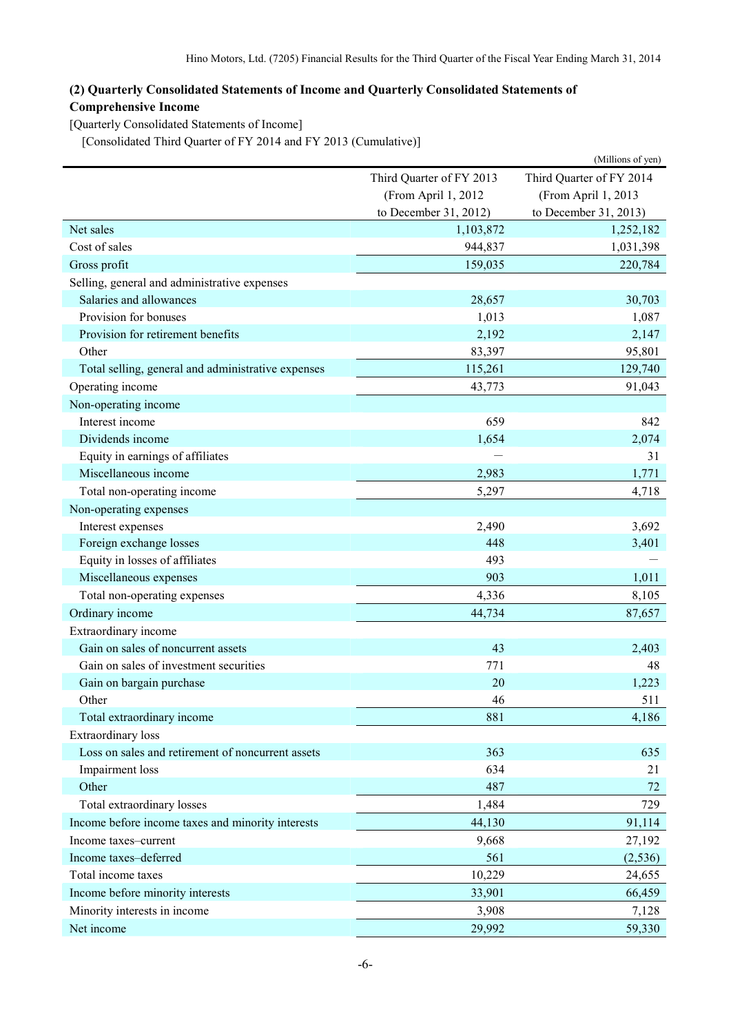### (2) Quarterly Consolidated Statements of Income and Quarterly Consolidated Statements of Comprehensive Income

[Quarterly Consolidated Statements of Income]

[Consolidated Third Quarter of FY 2014 and FY 2013 (Cumulative)]

(Millions of yen)

| | Third Quarter of FY 2013 (From April 1, 2012 to December 31, 2012) | Third Quarter of FY 2014 (From April 1, 2013 to December 31, 2013) |
|---|---|---|
| Net sales | 1,103,872 | 1,252,182 |
| Cost of sales | 944,837 | 1,031,398 |
| Gross profit | 159,035 | 220,784 |
| Selling, general and administrative expenses | | |
| Salaries and allowances | 28,657 | 30,703 |
| Provision for bonuses | 1,013 | 1,087 |
| Provision for retirement benefits | 2,192 | 2,147 |
| Other | 83,397 | 95,801 |
| Total selling, general and administrative expenses | 115,261 | 129,740 |
| Operating income | 43,773 | 91,043 |
| Non-operating income | | |
| Interest income | 659 | 842 |
| Dividends income | 1,654 | 2,074 |
| Equity in earnings of affiliates | ― | 31 |
| Miscellaneous income | 2,983 | 1,771 |
| Total non-operating income | 5,297 | 4,718 |
| Non-operating expenses | | |
| Interest expenses | 2,490 | 3,692 |
| Foreign exchange losses | 448 | 3,401 |
| Equity in losses of affiliates | 493 | ― |
| Miscellaneous expenses | 903 | 1,011 |
| Total non-operating expenses | 4,336 | 8,105 |
| Ordinary income | 44,734 | 87,657 |
| Extraordinary income | | |
| Gain on sales of noncurrent assets | 43 | 2,403 |
| Gain on sales of investment securities | 771 | 48 |
| Gain on bargain purchase | 20 | 1,223 |
| Other | 46 | 511 |
| Total extraordinary income | 881 | 4,186 |
| Extraordinary loss | | |
| Loss on sales and retirement of noncurrent assets | 363 | 635 |
| Impairment loss | 634 | 21 |
| Other | 487 | 72 |
| Total extraordinary losses | 1,484 | 729 |
| Income before income taxes and minority interests | 44,130 | 91,114 |
| Income taxes–current | 9,668 | 27,192 |
| Income taxes–deferred | 561 | (2,536) |
| Total income taxes | 10,229 | 24,655 |
| Income before minority interests | 33,901 | 66,459 |
| Minority interests in income | 3,908 | 7,128 |
| Net income | 29,992 | 59,330 |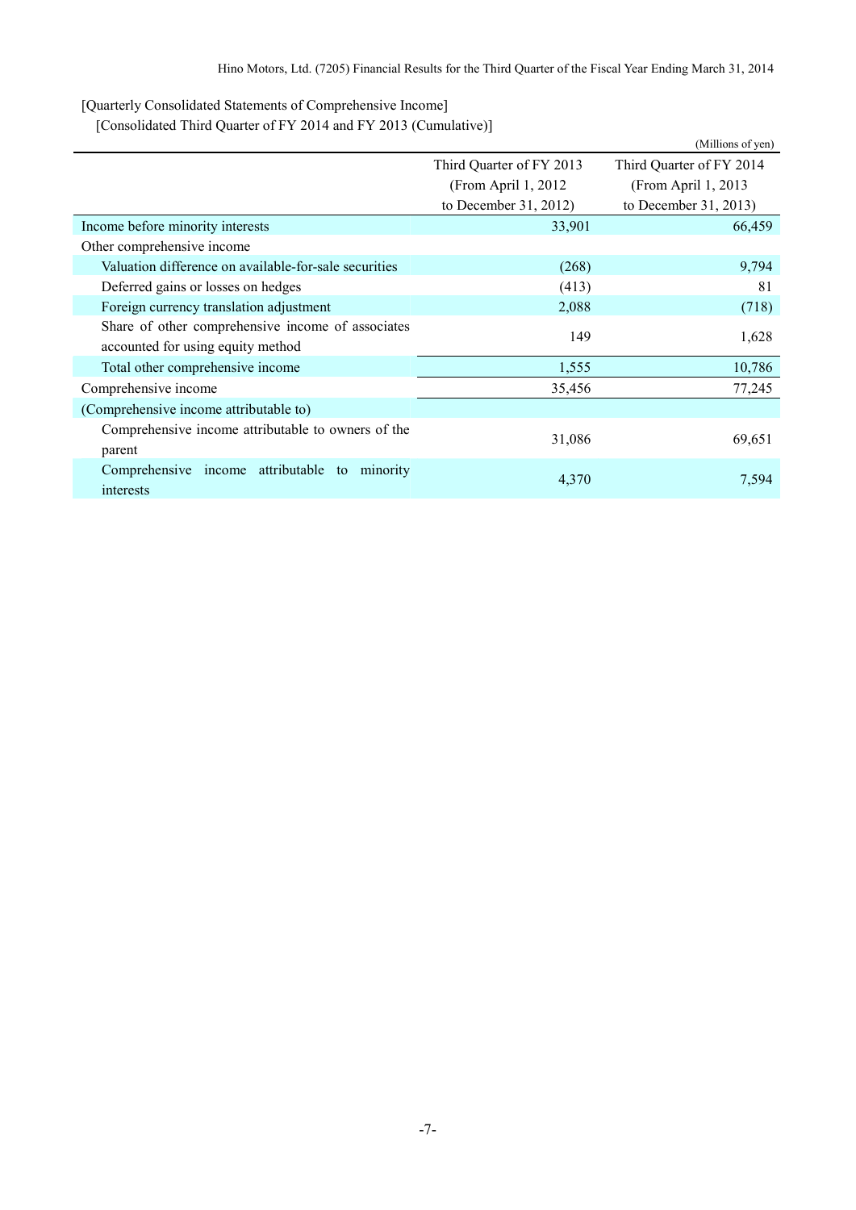[Quarterly Consolidated Statements of Comprehensive Income]

[Consolidated Third Quarter of FY 2014 and FY 2013 (Cumulative)]

(Millions of yen)

| | Third Quarter of FY 2013 (From April 1, 2012 to December 31, 2012) | Third Quarter of FY 2014 (From April 1, 2013 to December 31, 2013) |
|---|---|---|
| Income before minority interests | 33,901 | 66,459 |
| Other comprehensive income | | |
| Valuation difference on available-for-sale securities | (268) | 9,794 |
| Deferred gains or losses on hedges | (413) | 81 |
| Foreign currency translation adjustment | 2,088 | (718) |
| Share of other comprehensive income of associates accounted for using equity method | 149 | 1,628 |
| Total other comprehensive income | 1,555 | 10,786 |
| Comprehensive income | 35,456 | 77,245 |
| (Comprehensive income attributable to) | | |
| Comprehensive income attributable to owners of the parent | 31,086 | 69,651 |
| Comprehensive income attributable to minority interests | 4,370 | 7,594 |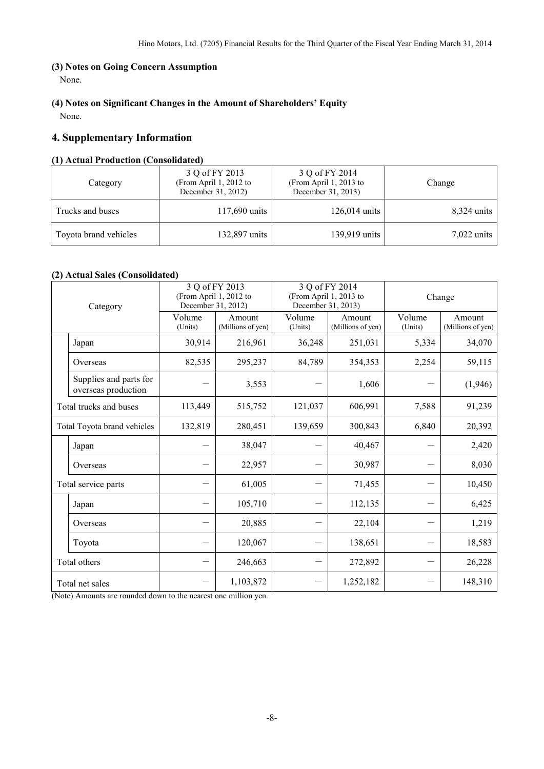### (3) Notes on Going Concern Assumption

None.

### (4) Notes on Significant Changes in the Amount of Shareholders' Equity

None.

## 4. Supplementary Information

### (1) Actual Production (Consolidated)

| Category | 3 Q of FY 2013 (From April 1, 2012 to December 31, 2012) | 3 Q of FY 2014 (From April 1, 2013 to December 31, 2013) | Change |
|---|---|---|---|
| Trucks and buses | 117,690 units | 126,014 units | 8,324 units |
| Toyota brand vehicles | 132,897 units | 139,919 units | 7,022 units |

### (2) Actual Sales (Consolidated)

| Category | | 3 Q of FY 2013 (From April 1, 2012 to December 31, 2012) | | 3 Q of FY 2014 (From April 1, 2013 to December 31, 2013) | | Change | |
|---|---|---|---|---|---|---|---|
| | | Volume (Units) | Amount (Millions of yen) | Volume (Units) | Amount (Millions of yen) | Volume (Units) | Amount (Millions of yen) |
| | Japan | 30,914 | 216,961 | 36,248 | 251,031 | 5,334 | 34,070 |
| | Overseas | 82,535 | 295,237 | 84,789 | 354,353 | 2,254 | 59,115 |
| | Supplies and parts for overseas production | — | 3,553 | — | 1,606 | — | (1,946) |
| Total trucks and buses | | 113,449 | 515,752 | 121,037 | 606,991 | 7,588 | 91,239 |
| Total Toyota brand vehicles | | 132,819 | 280,451 | 139,659 | 300,843 | 6,840 | 20,392 |
| | Japan | — | 38,047 | — | 40,467 | — | 2,420 |
| | Overseas | — | 22,957 | — | 30,987 | — | 8,030 |
| Total service parts | | — | 61,005 | — | 71,455 | — | 10,450 |
| | Japan | — | 105,710 | — | 112,135 | — | 6,425 |
| | Overseas | — | 20,885 | — | 22,104 | — | 1,219 |
| | Toyota | — | 120,067 | — | 138,651 | — | 18,583 |
| Total others | | — | 246,663 | — | 272,892 | — | 26,228 |
| Total net sales | | — | 1,103,872 | — | 1,252,182 | — | 148,310 |

(Note) Amounts are rounded down to the nearest one million yen.